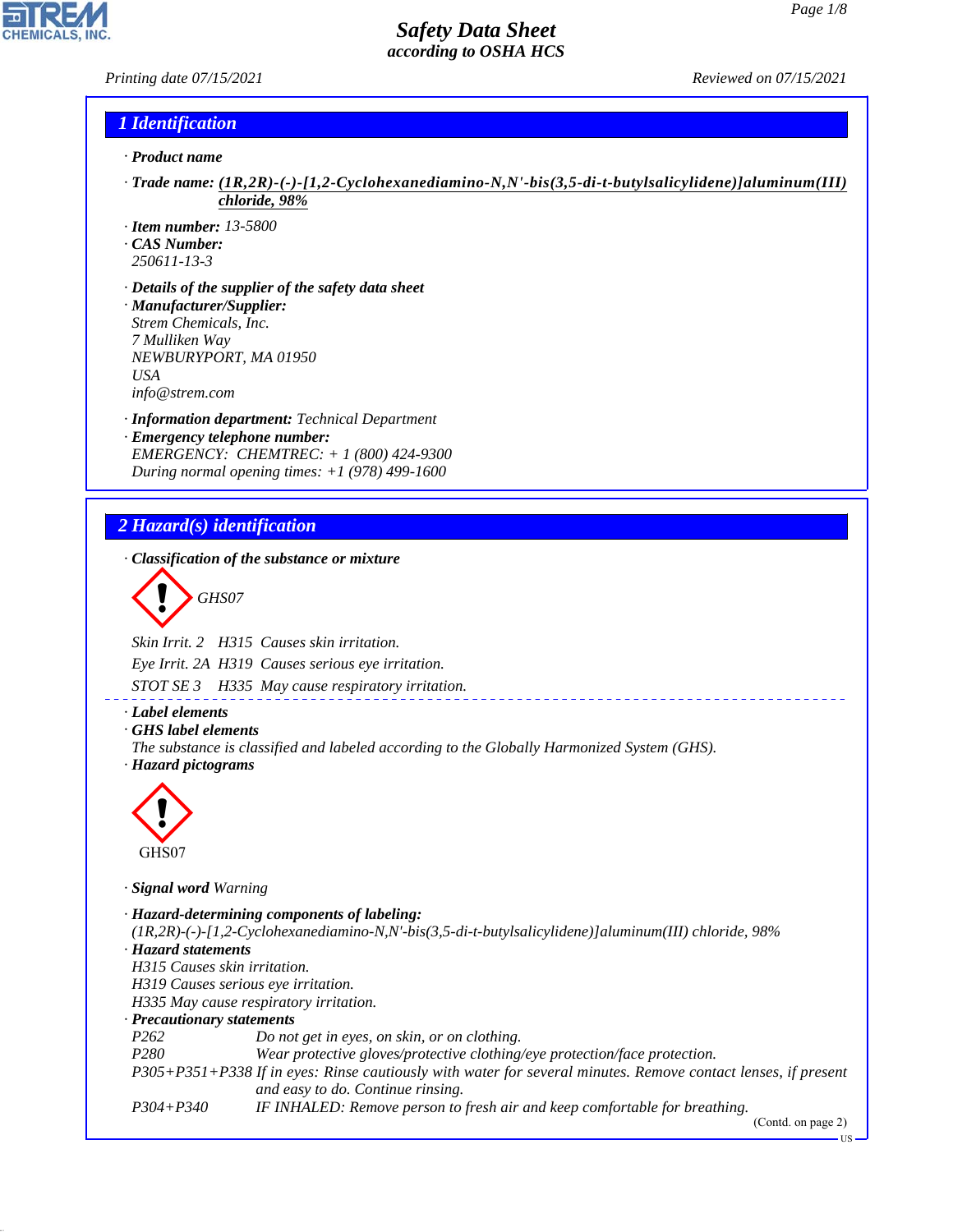# Safety Data Sheet
*according to OSHA HCS*

Printing date 07/15/2021 Reviewed on 07/15/2021

## 1 Identification

· **Product name**

· **Trade name:** **(1R,2R)-(-)-[1,2-Cyclohexanediamino-N,N'-bis(3,5-di-t-butylsalicylidene)]aluminum(III) chloride, 98%**

· **Item number:** 13-5800
· **CAS Number:**
250611-13-3

· **Details of the supplier of the safety data sheet**
· **Manufacturer/Supplier:**
Strem Chemicals, Inc.
7 Mulliken Way
NEWBURYPORT, MA 01950
USA
info@strem.com

· **Information department:** Technical Department
· **Emergency telephone number:**
EMERGENCY: CHEMTREC: + 1 (800) 424-9300
During normal opening times: +1 (978) 499-1600

## 2 Hazard(s) identification

· **Classification of the substance or mixture**

GHS07

Skin Irrit. 2 H315 Causes skin irritation.

Eye Irrit. 2A H319 Causes serious eye irritation.

STOT SE 3 H335 May cause respiratory irritation.

· **Label elements**
· **GHS label elements**
The substance is classified and labeled according to the Globally Harmonized System (GHS).
· **Hazard pictograms**

GHS07

· **Signal word** Warning

· **Hazard-determining components of labeling:**
(1R,2R)-(-)-[1,2-Cyclohexanediamino-N,N'-bis(3,5-di-t-butylsalicylidene)]aluminum(III) chloride, 98%
· **Hazard statements**
H315 Causes skin irritation.
H319 Causes serious eye irritation.
H335 May cause respiratory irritation.
· **Precautionary statements**

| | |
|---|---|
| P262 | Do not get in eyes, on skin, or on clothing. |
| P280 | Wear protective gloves/protective clothing/eye protection/face protection. |
| P305+P351+P338 | If in eyes: Rinse cautiously with water for several minutes. Remove contact lenses, if present and easy to do. Continue rinsing. |
| P304+P340 | IF INHALED: Remove person to fresh air and keep comfortable for breathing. |

(Contd. on page 2)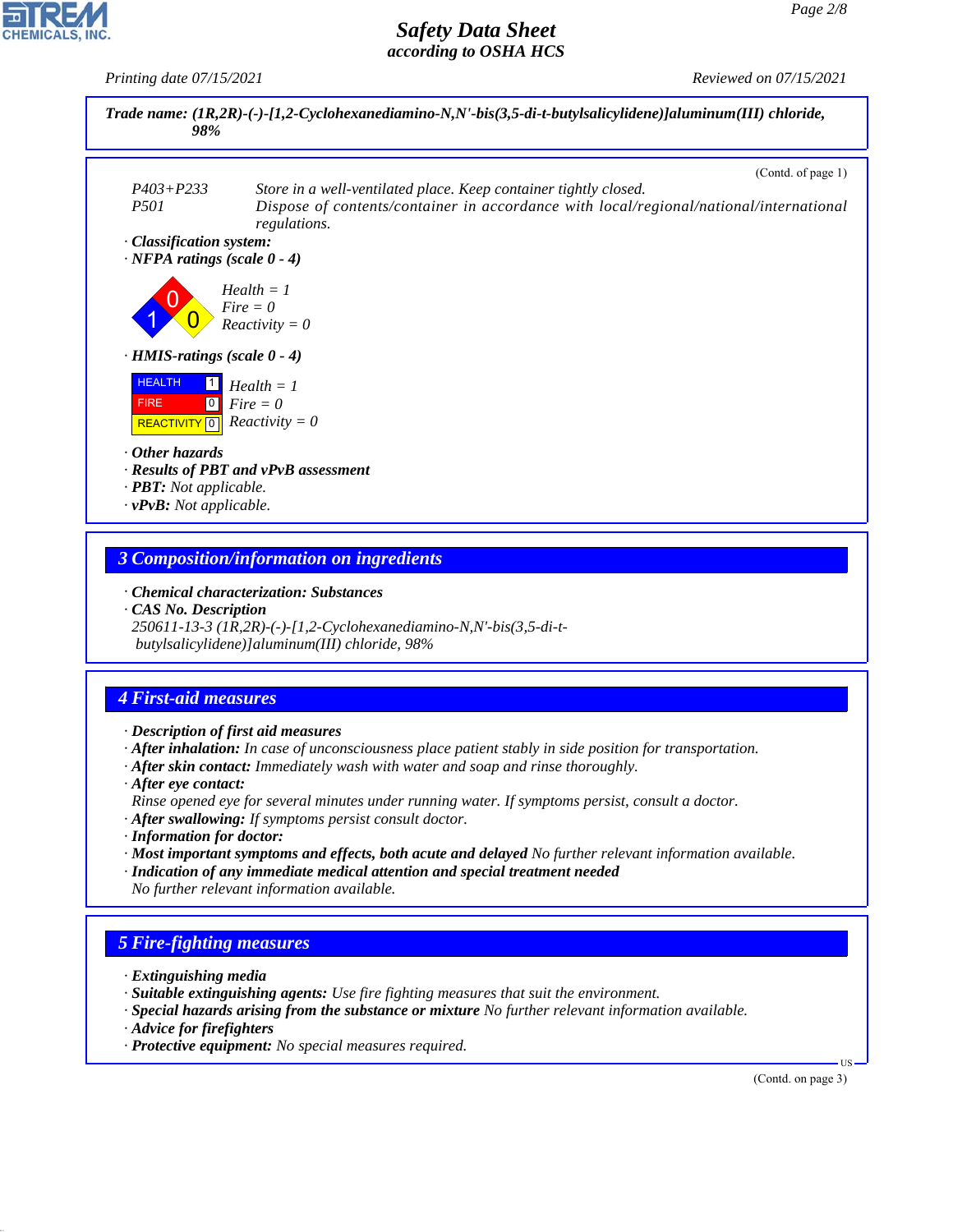**Trade name: (1R,2R)-(-)-[1,2-Cyclohexanediamino-N,N'-bis(3,5-di-t-butylsalicylidene)]aluminum(III) chloride, 98%**

(Contd. of page 1)

P403+P233 Store in a well-ventilated place. Keep container tightly closed.
P501 Dispose of contents/container in accordance with local/regional/national/international regulations.

· **Classification system:**
· **NFPA ratings (scale 0 - 4)**

Health = 1
Fire = 0
Reactivity = 0

· **HMIS-ratings (scale 0 - 4)**

| | | |
|---|---|---|
| HEALTH | 1 | Health = 1 |
| FIRE | 0 | Fire = 0 |
| REACTIVITY | 0 | Reactivity = 0 |

· **Other hazards**
· **Results of PBT and vPvB assessment**
· **PBT:** Not applicable.
· **vPvB:** Not applicable.

## 3 Composition/information on ingredients

· **Chemical characterization: Substances**
· **CAS No. Description**
250611-13-3 (1R,2R)-(-)-[1,2-Cyclohexanediamino-N,N'-bis(3,5-di-t-butylsalicylidene)]aluminum(III) chloride, 98%

## 4 First-aid measures

· **Description of first aid measures**
· **After inhalation:** In case of unconsciousness place patient stably in side position for transportation.
· **After skin contact:** Immediately wash with water and soap and rinse thoroughly.
· **After eye contact:**
Rinse opened eye for several minutes under running water. If symptoms persist, consult a doctor.
· **After swallowing:** If symptoms persist consult doctor.
· **Information for doctor:**
· **Most important symptoms and effects, both acute and delayed** No further relevant information available.
· **Indication of any immediate medical attention and special treatment needed**
No further relevant information available.

## 5 Fire-fighting measures

· **Extinguishing media**
· **Suitable extinguishing agents:** Use fire fighting measures that suit the environment.
· **Special hazards arising from the substance or mixture** No further relevant information available.
· **Advice for firefighters**
· **Protective equipment:** No special measures required.

(Contd. on page 3)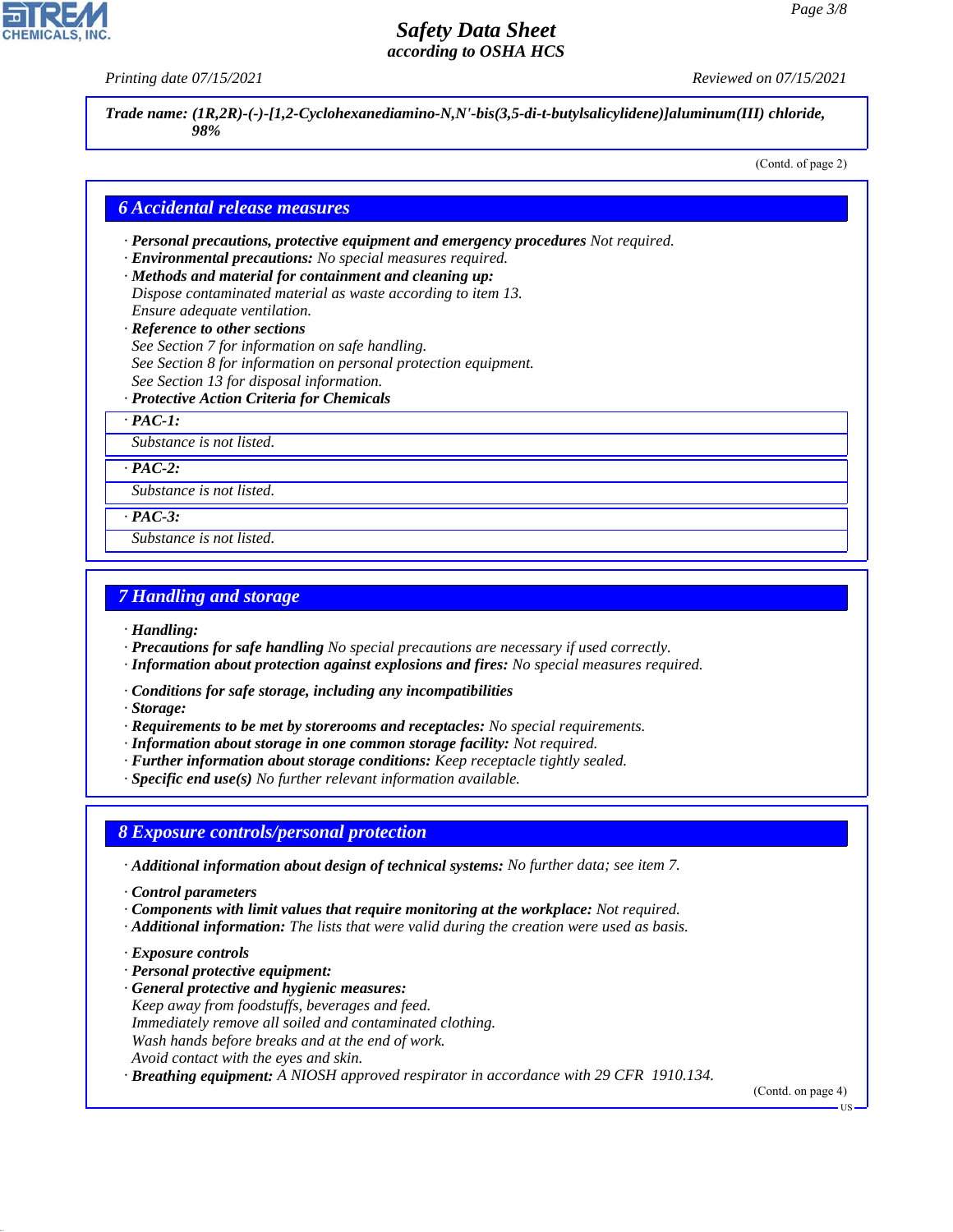**Trade name: (1R,2R)-(-)-[1,2-Cyclohexanediamino-N,N'-bis(3,5-di-t-butylsalicylidene)]aluminum(III) chloride, 98%**

(Contd. of page 2)

## 6 Accidental release measures

· **Personal precautions, protective equipment and emergency procedures** Not required.
· **Environmental precautions:** No special measures required.
· **Methods and material for containment and cleaning up:**
Dispose contaminated material as waste according to item 13.
Ensure adequate ventilation.
· **Reference to other sections**
See Section 7 for information on safe handling.
See Section 8 for information on personal protection equipment.
See Section 13 for disposal information.
· **Protective Action Criteria for Chemicals**

· **PAC-1:**
Substance is not listed.

· **PAC-2:**
Substance is not listed.

· **PAC-3:**
Substance is not listed.

## 7 Handling and storage

· **Handling:**
· **Precautions for safe handling** No special precautions are necessary if used correctly.
· **Information about protection against explosions and fires:** No special measures required.

· **Conditions for safe storage, including any incompatibilities**
· **Storage:**
· **Requirements to be met by storerooms and receptacles:** No special requirements.
· **Information about storage in one common storage facility:** Not required.
· **Further information about storage conditions:** Keep receptacle tightly sealed.
· **Specific end use(s)** No further relevant information available.

## 8 Exposure controls/personal protection

· **Additional information about design of technical systems:** No further data; see item 7.

· **Control parameters**
· **Components with limit values that require monitoring at the workplace:** Not required.
· **Additional information:** The lists that were valid during the creation were used as basis.

· **Exposure controls**
· **Personal protective equipment:**
· **General protective and hygienic measures:**
Keep away from foodstuffs, beverages and feed.
Immediately remove all soiled and contaminated clothing.
Wash hands before breaks and at the end of work.
Avoid contact with the eyes and skin.
· **Breathing equipment:** A NIOSH approved respirator in accordance with 29 CFR 1910.134.

(Contd. on page 4)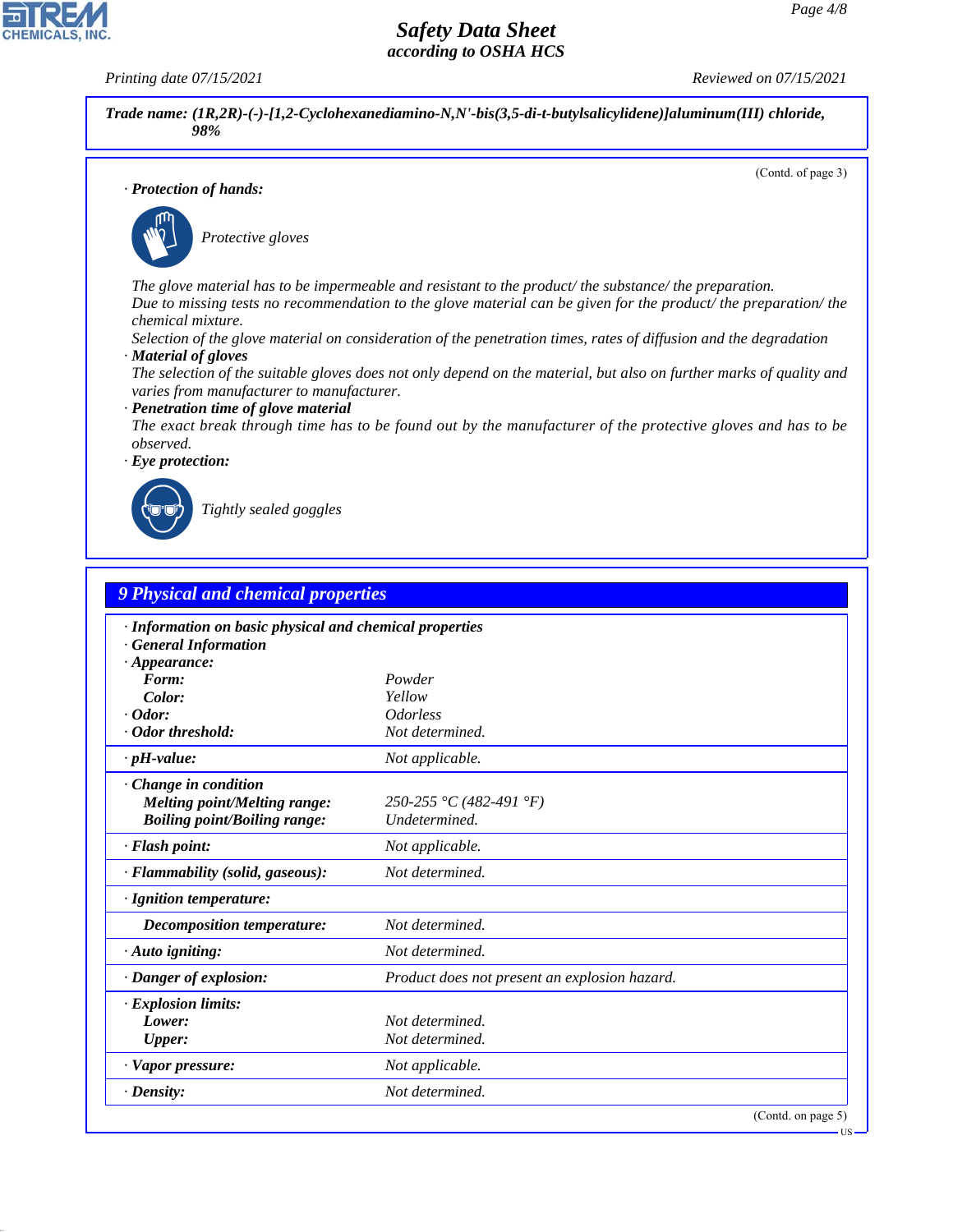**Trade name: (1R,2R)-(-)-[1,2-Cyclohexanediamino-N,N'-bis(3,5-di-t-butylsalicylidene)]aluminum(III) chloride, 98%**

(Contd. of page 3)

· **Protection of hands:**

Protective gloves

The glove material has to be impermeable and resistant to the product/ the substance/ the preparation.
Due to missing tests no recommendation to the glove material can be given for the product/ the preparation/ the chemical mixture.
Selection of the glove material on consideration of the penetration times, rates of diffusion and the degradation

· **Material of gloves**
The selection of the suitable gloves does not only depend on the material, but also on further marks of quality and varies from manufacturer to manufacturer.

· **Penetration time of glove material**
The exact break through time has to be found out by the manufacturer of the protective gloves and has to be observed.

· **Eye protection:**

Tightly sealed goggles

## 9 Physical and chemical properties

· **Information on basic physical and chemical properties**
· **General Information**
· **Appearance:**

| | |
|---|---|
| **Form:** | Powder |
| **Color:** | Yellow |
| · **Odor:** | Odorless |
| · **Odor threshold:** | Not determined. |
| · **pH-value:** | Not applicable. |
| · **Change in condition** | |
| **Melting point/Melting range:** | 250-255 °C (482-491 °F) |
| **Boiling point/Boiling range:** | Undetermined. |
| · **Flash point:** | Not applicable. |
| · **Flammability (solid, gaseous):** | Not determined. |
| · **Ignition temperature:** | |
| **Decomposition temperature:** | Not determined. |
| · **Auto igniting:** | Not determined. |
| · **Danger of explosion:** | Product does not present an explosion hazard. |
| · **Explosion limits:** | |
| **Lower:** | Not determined. |
| **Upper:** | Not determined. |
| · **Vapor pressure:** | Not applicable. |
| · **Density:** | Not determined. |

(Contd. on page 5)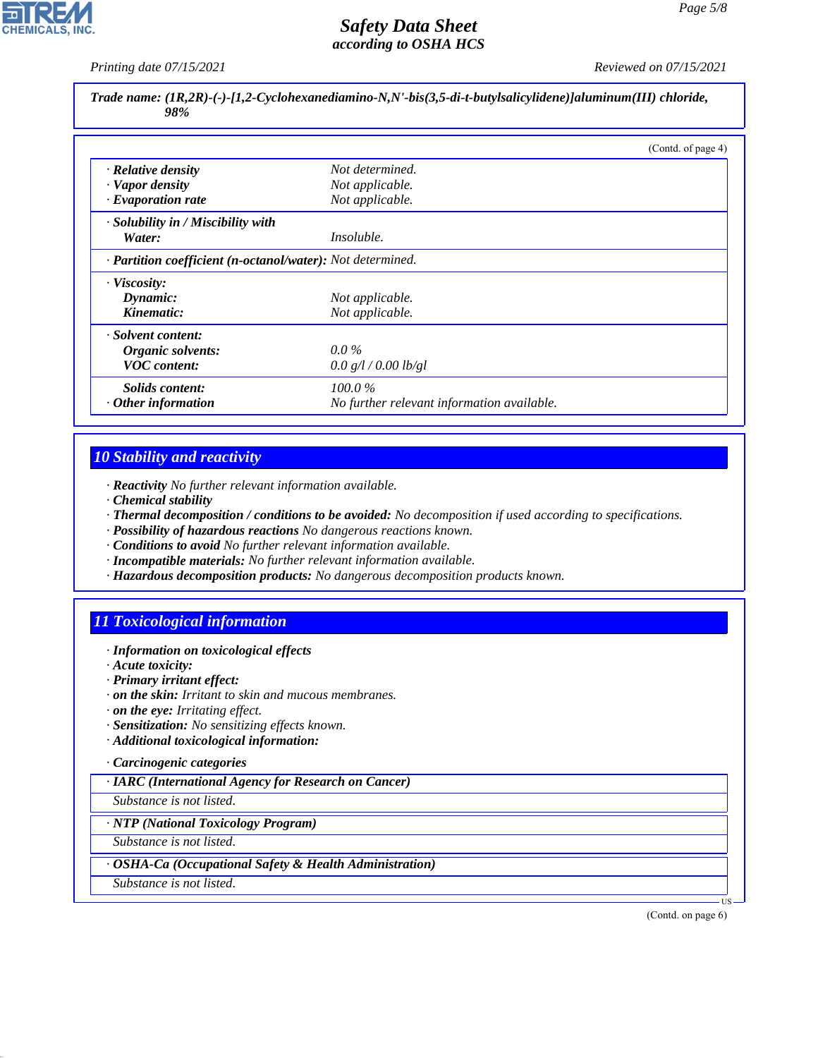**Trade name: (1R,2R)-(-)-[1,2-Cyclohexanediamino-N,N'-bis(3,5-di-t-butylsalicylidene)]aluminum(III) chloride, 98%**

(Contd. of page 4)

| | |
|---|---|
| · **Relative density** | Not determined. |
| · **Vapor density** | Not applicable. |
| · **Evaporation rate** | Not applicable. |
| · **Solubility in / Miscibility with** | |
| **Water:** | Insoluble. |
| · **Partition coefficient (n-octanol/water):** | Not determined. |
| · **Viscosity:** | |
| **Dynamic:** | Not applicable. |
| **Kinematic:** | Not applicable. |
| · **Solvent content:** | |
| **Organic solvents:** | 0.0 % |
| **VOC content:** | 0.0 g/l / 0.00 lb/gl |
| **Solids content:** | 100.0 % |
| · **Other information** | No further relevant information available. |

## 10 Stability and reactivity

· **Reactivity** No further relevant information available.
· **Chemical stability**
· **Thermal decomposition / conditions to be avoided:** No decomposition if used according to specifications.
· **Possibility of hazardous reactions** No dangerous reactions known.
· **Conditions to avoid** No further relevant information available.
· **Incompatible materials:** No further relevant information available.
· **Hazardous decomposition products:** No dangerous decomposition products known.

## 11 Toxicological information

· **Information on toxicological effects**
· **Acute toxicity:**
· **Primary irritant effect:**
· **on the skin:** Irritant to skin and mucous membranes.
· **on the eye:** Irritating effect.
· **Sensitization:** No sensitizing effects known.
· **Additional toxicological information:**

· **Carcinogenic categories**

| · **IARC (International Agency for Research on Cancer)** |
|---|
| Substance is not listed. |

| · **NTP (National Toxicology Program)** |
|---|
| Substance is not listed. |

| · **OSHA-Ca (Occupational Safety & Health Administration)** |
|---|
| Substance is not listed. |

(Contd. on page 6)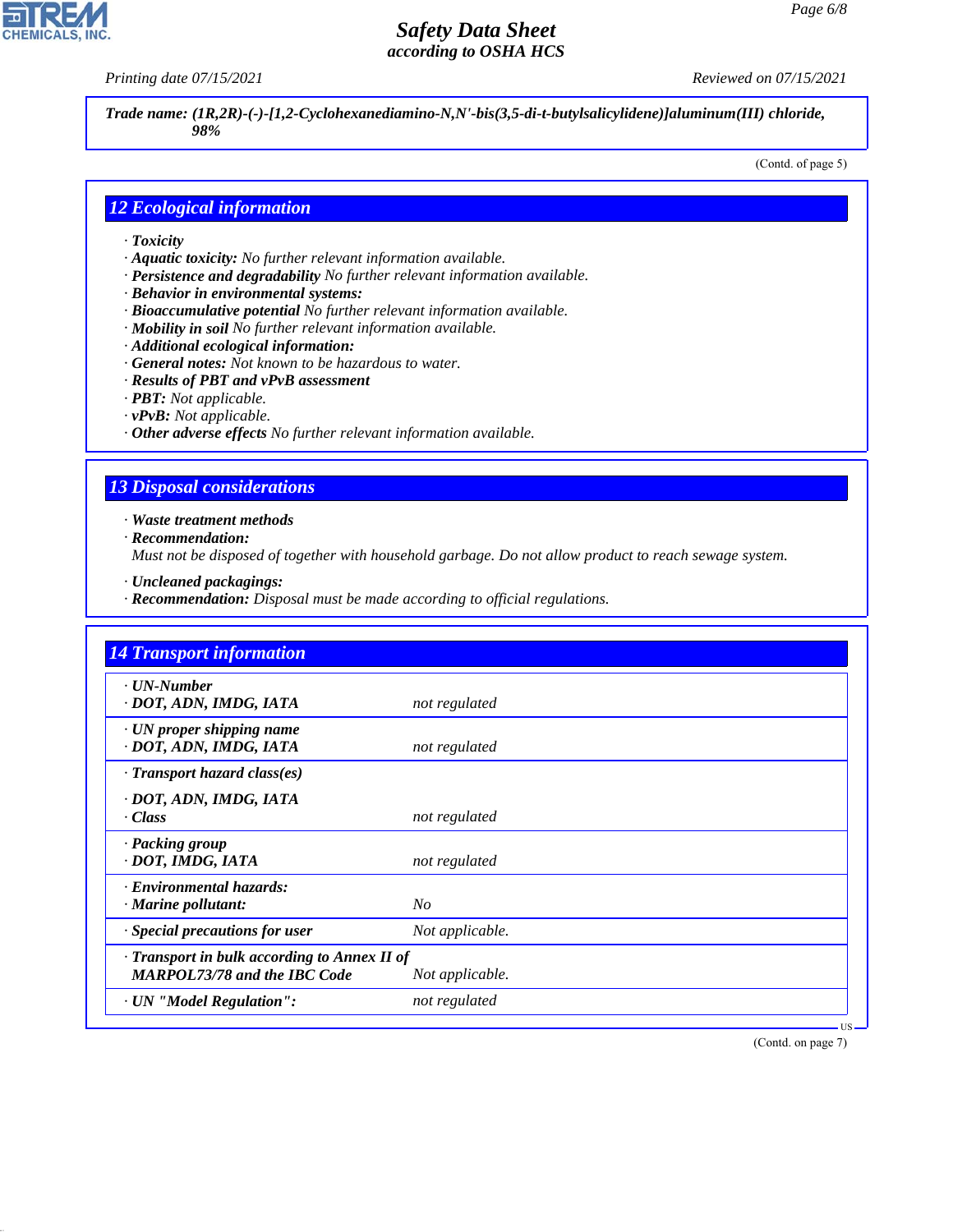Trade name: (1R,2R)-(-)-[1,2-Cyclohexanediamino-N,N'-bis(3,5-di-t-butylsalicylidene)]aluminum(III) chloride, 98%

(Contd. of page 5)

## 12 Ecological information

- **Toxicity**
- **Aquatic toxicity:** No further relevant information available.
- **Persistence and degradability** No further relevant information available.
- **Behavior in environmental systems:**
- **Bioaccumulative potential** No further relevant information available.
- **Mobility in soil** No further relevant information available.
- **Additional ecological information:**
- **General notes:** Not known to be hazardous to water.
- **Results of PBT and vPvB assessment**
- **PBT:** Not applicable.
- **vPvB:** Not applicable.
- **Other adverse effects** No further relevant information available.

## 13 Disposal considerations

- **Waste treatment methods**
- **Recommendation:**
  Must not be disposed of together with household garbage. Do not allow product to reach sewage system.

- **Uncleaned packagings:**
- **Recommendation:** Disposal must be made according to official regulations.

## 14 Transport information

| | |
|---|---|
| **· UN-Number**<br>**· DOT, ADN, IMDG, IATA** | not regulated |
| **· UN proper shipping name**<br>**· DOT, ADN, IMDG, IATA** | not regulated |
| **· Transport hazard class(es)**<br>**· DOT, ADN, IMDG, IATA**<br>**· Class** | not regulated |
| **· Packing group**<br>**· DOT, IMDG, IATA** | not regulated |
| **· Environmental hazards:**<br>**· Marine pollutant:** | No |
| **· Special precautions for user** | Not applicable. |
| **· Transport in bulk according to Annex II of MARPOL73/78 and the IBC Code** | Not applicable. |
| **· UN "Model Regulation":** | not regulated |

(Contd. on page 7)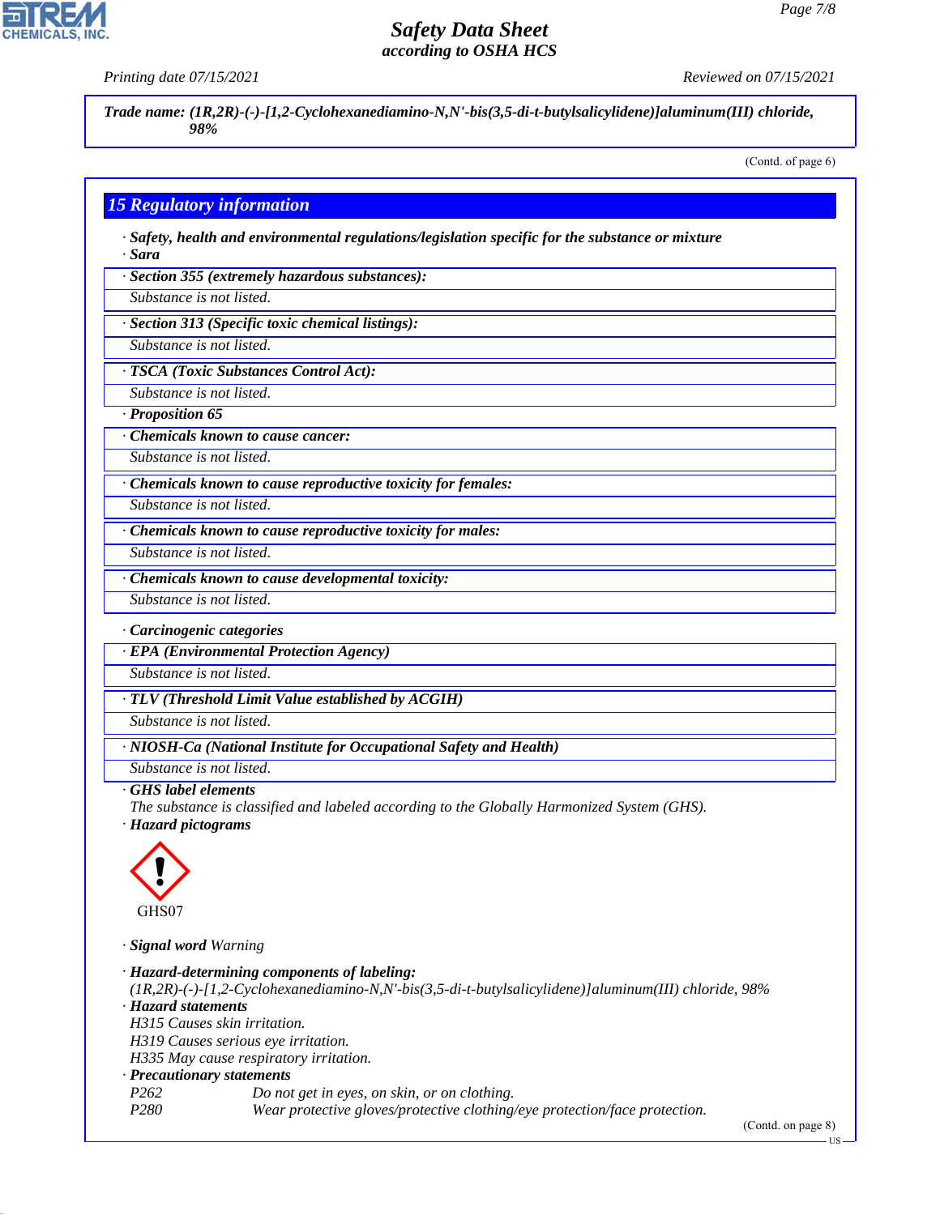**Safety Data Sheet**
**according to OSHA HCS**

Printing date 07/15/2021 Reviewed on 07/15/2021

**Trade name: (1R,2R)-(-)-[1,2-Cyclohexanediamino-N,N'-bis(3,5-di-t-butylsalicylidene)]aluminum(III) chloride, 98%**

(Contd. of page 6)

## 15 Regulatory information

· **Safety, health and environmental regulations/legislation specific for the substance or mixture**
· **Sara**

· **Section 355 (extremely hazardous substances):**
Substance is not listed.

· **Section 313 (Specific toxic chemical listings):**
Substance is not listed.

· **TSCA (Toxic Substances Control Act):**
Substance is not listed.

· **Proposition 65**

· **Chemicals known to cause cancer:**
Substance is not listed.

· **Chemicals known to cause reproductive toxicity for females:**
Substance is not listed.

· **Chemicals known to cause reproductive toxicity for males:**
Substance is not listed.

· **Chemicals known to cause developmental toxicity:**
Substance is not listed.

· **Carcinogenic categories**

· **EPA (Environmental Protection Agency)**
Substance is not listed.

· **TLV (Threshold Limit Value established by ACGIH)**
Substance is not listed.

· **NIOSH-Ca (National Institute for Occupational Safety and Health)**
Substance is not listed.

· **GHS label elements**
The substance is classified and labeled according to the Globally Harmonized System (GHS).

· **Hazard pictograms**

GHS07

· **Signal word** Warning

· **Hazard-determining components of labeling:**
(1R,2R)-(-)-[1,2-Cyclohexanediamino-N,N'-bis(3,5-di-t-butylsalicylidene)]aluminum(III) chloride, 98%

· **Hazard statements**
H315 Causes skin irritation.
H319 Causes serious eye irritation.
H335 May cause respiratory irritation.

· **Precautionary statements**
P262 Do not get in eyes, on skin, or on clothing.
P280 Wear protective gloves/protective clothing/eye protection/face protection.

(Contd. on page 8)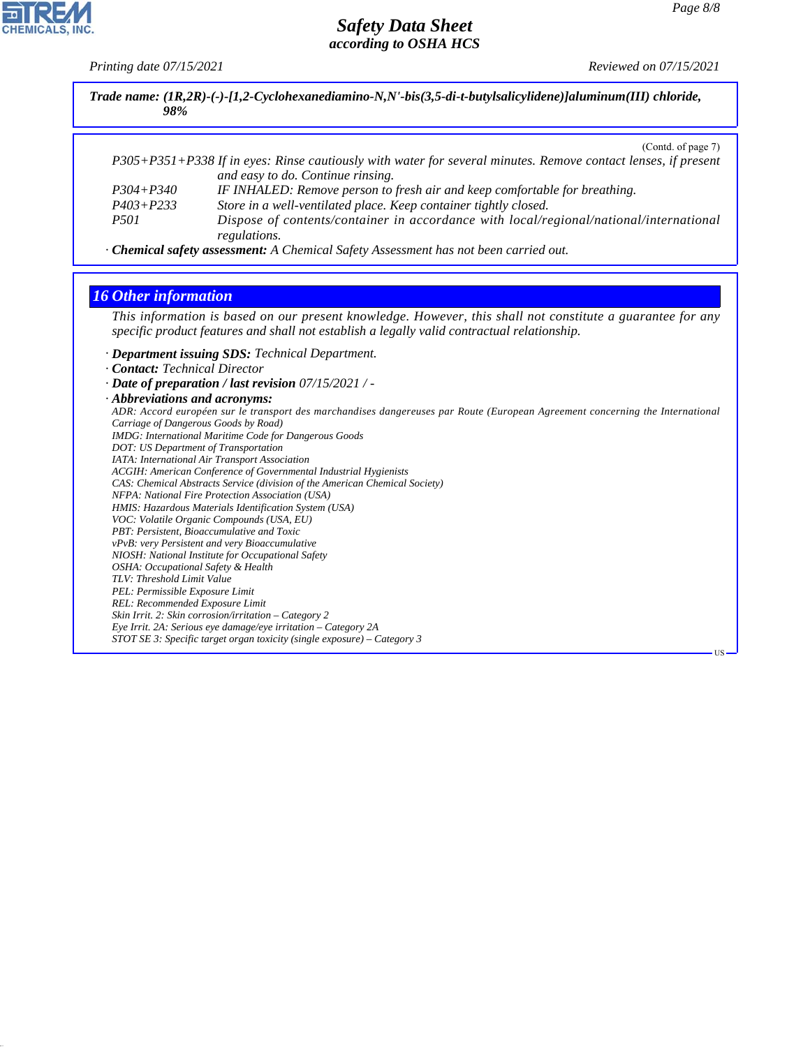**Trade name: (1R,2R)-(-)-[1,2-Cyclohexanediamino-N,N'-bis(3,5-di-t-butylsalicylidene)]aluminum(III) chloride, 98%**

(Contd. of page 7)

P305+P351+P338 If in eyes: Rinse cautiously with water for several minutes. Remove contact lenses, if present and easy to do. Continue rinsing.

P304+P340 IF INHALED: Remove person to fresh air and keep comfortable for breathing.

P403+P233 Store in a well-ventilated place. Keep container tightly closed.

P501 Dispose of contents/container in accordance with local/regional/national/international regulations.

· **Chemical safety assessment:** A Chemical Safety Assessment has not been carried out.

## 16 Other information

This information is based on our present knowledge. However, this shall not constitute a guarantee for any specific product features and shall not establish a legally valid contractual relationship.

· **Department issuing SDS:** Technical Department.
· **Contact:** Technical Director
· **Date of preparation / last revision** 07/15/2021 / -
· **Abbreviations and acronyms:**

ADR: Accord européen sur le transport des marchandises dangereuses par Route (European Agreement concerning the International Carriage of Dangerous Goods by Road)
IMDG: International Maritime Code for Dangerous Goods
DOT: US Department of Transportation
IATA: International Air Transport Association
ACGIH: American Conference of Governmental Industrial Hygienists
CAS: Chemical Abstracts Service (division of the American Chemical Society)
NFPA: National Fire Protection Association (USA)
HMIS: Hazardous Materials Identification System (USA)
VOC: Volatile Organic Compounds (USA, EU)
PBT: Persistent, Bioaccumulative and Toxic
vPvB: very Persistent and very Bioaccumulative
NIOSH: National Institute for Occupational Safety
OSHA: Occupational Safety & Health
TLV: Threshold Limit Value
PEL: Permissible Exposure Limit
REL: Recommended Exposure Limit
Skin Irrit. 2: Skin corrosion/irritation – Category 2
Eye Irrit. 2A: Serious eye damage/eye irritation – Category 2A
STOT SE 3: Specific target organ toxicity (single exposure) – Category 3